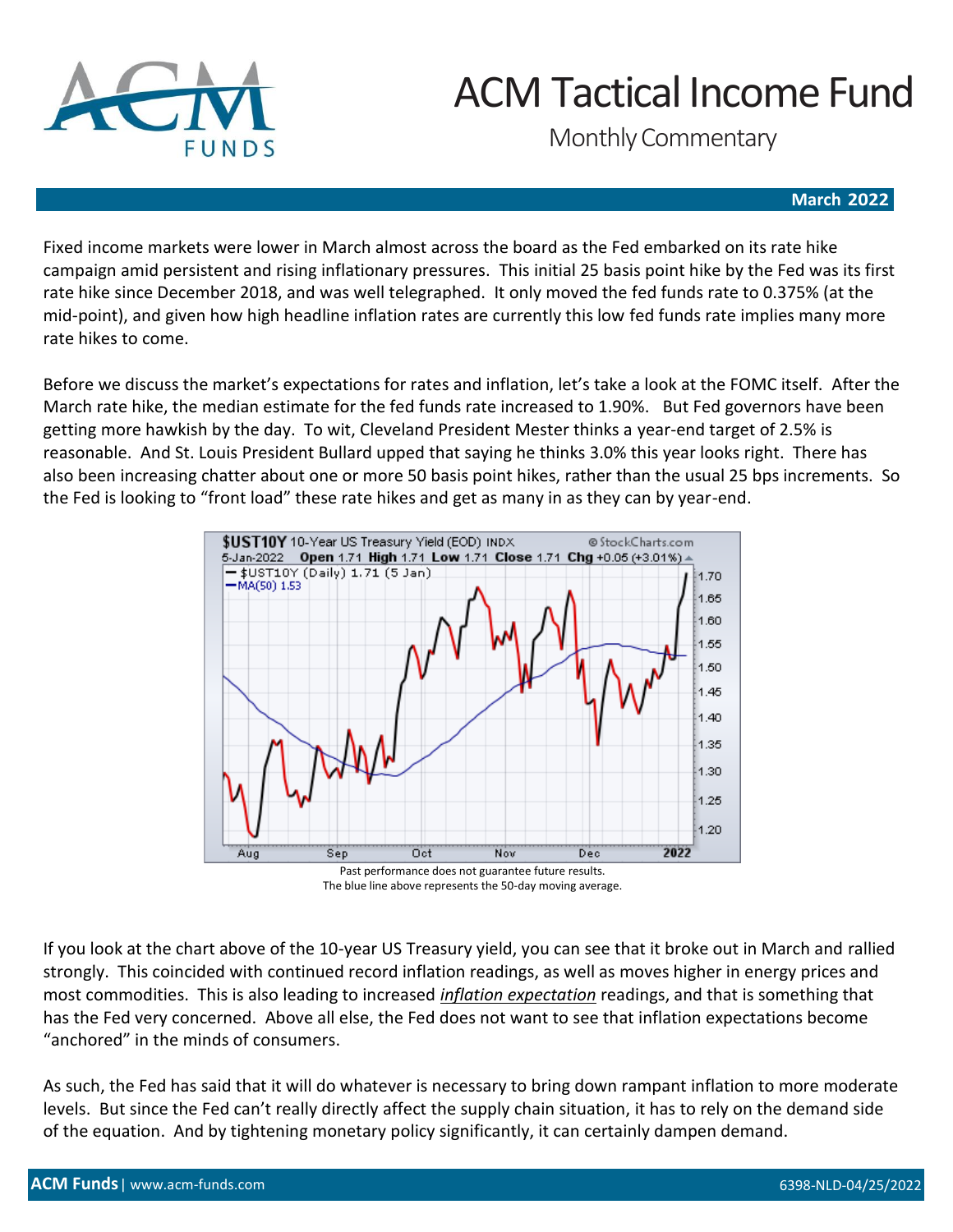# ACM Tactical Income Fund

Monthly Commentary

**March 2022**

Fixed income markets were lower in March almost across the board as the Fed embarked on its rate hike campaign amid persistent and rising inflationary pressures. This initial 25 basis point hike by the Fed was its first rate hike since December 2018, and was well telegraphed. It only moved the fed funds rate to 0.375% (at the mid-point), and given how high headline inflation rates are currently this low fed funds rate implies many more rate hikes to come.

Before we discuss the market's expectations for rates and inflation, let's take a look at the FOMC itself. After the March rate hike, the median estimate for the fed funds rate increased to 1.90%. But Fed governors have been getting more hawkish by the day. To wit, Cleveland President Mester thinks a year-end target of 2.5% is reasonable. And St. Louis President Bullard upped that saying he thinks 3.0% this year looks right. There has also been increasing chatter about one or more 50 basis point hikes, rather than the usual 25 bps increments. So the Fed is looking to "front load" these rate hikes and get as many in as they can by year-end.

Past performance does not guarantee future results.
The blue line above represents the 50-day moving average.

If you look at the chart above of the 10-year US Treasury yield, you can see that it broke out in March and rallied strongly. This coincided with continued record inflation readings, as well as moves higher in energy prices and most commodities. This is also leading to increased *inflation expectation* readings, and that is something that has the Fed very concerned. Above all else, the Fed does not want to see that inflation expectations become "anchored" in the minds of consumers.

As such, the Fed has said that it will do whatever is necessary to bring down rampant inflation to more moderate levels. But since the Fed can't really directly affect the supply chain situation, it has to rely on the demand side of the equation. And by tightening monetary policy significantly, it can certainly dampen demand.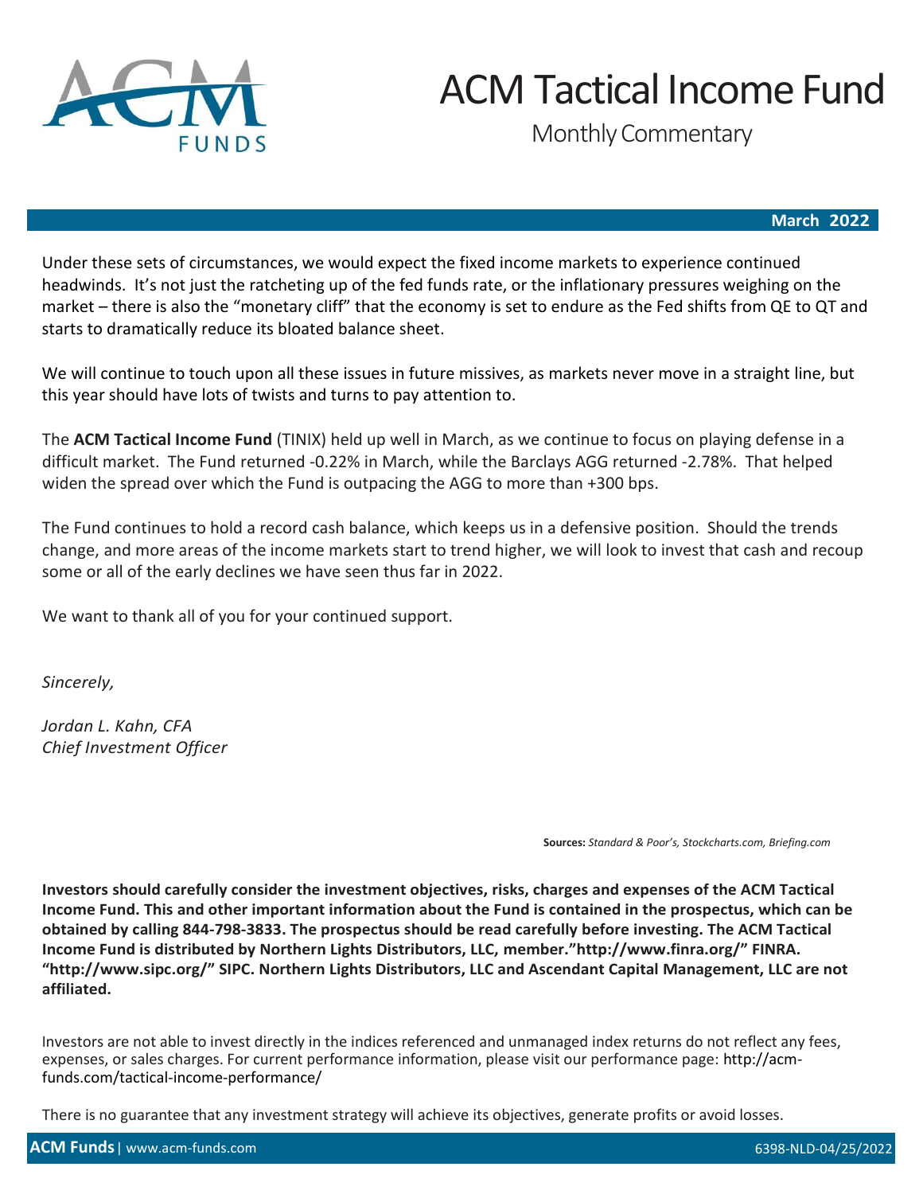Under these sets of circumstances, we would expect the fixed income markets to experience continued headwinds. It's not just the ratcheting up of the fed funds rate, or the inflationary pressures weighing on the market – there is also the "monetary cliff" that the economy is set to endure as the Fed shifts from QE to QT and starts to dramatically reduce its bloated balance sheet.

We will continue to touch upon all these issues in future missives, as markets never move in a straight line, but this year should have lots of twists and turns to pay attention to.

The **ACM Tactical Income Fund** (TINIX) held up well in March, as we continue to focus on playing defense in a difficult market. The Fund returned -0.22% in March, while the Barclays AGG returned -2.78%. That helped widen the spread over which the Fund is outpacing the AGG to more than +300 bps.

The Fund continues to hold a record cash balance, which keeps us in a defensive position. Should the trends change, and more areas of the income markets start to trend higher, we will look to invest that cash and recoup some or all of the early declines we have seen thus far in 2022.

We want to thank all of you for your continued support.

*Sincerely,*

*Jordan L. Kahn, CFA*
*Chief Investment Officer*

**Sources:** *Standard & Poor's, Stockcharts.com, Briefing.com*

**Investors should carefully consider the investment objectives, risks, charges and expenses of the ACM Tactical Income Fund. This and other important information about the Fund is contained in the prospectus, which can be obtained by calling 844-798-3833. The prospectus should be read carefully before investing. The ACM Tactical Income Fund is distributed by Northern Lights Distributors, LLC, member."http://www.finra.org/" FINRA. "http://www.sipc.org/" SIPC. Northern Lights Distributors, LLC and Ascendant Capital Management, LLC are not affiliated.**

Investors are not able to invest directly in the indices referenced and unmanaged index returns do not reflect any fees, expenses, or sales charges. For current performance information, please visit our performance page: http://acm-funds.com/tactical-income-performance/

There is no guarantee that any investment strategy will achieve its objectives, generate profits or avoid losses.

6398-NLD-04/25/2022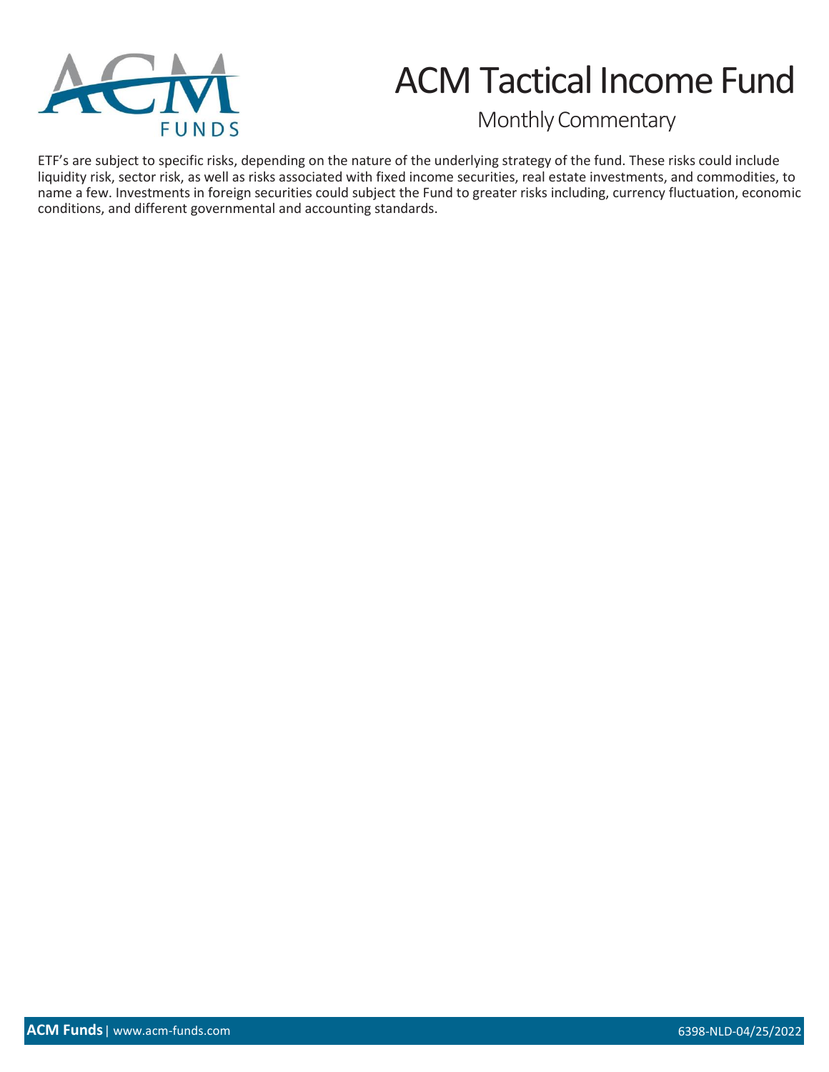ETF's are subject to specific risks, depending on the nature of the underlying strategy of the fund. These risks could include liquidity risk, sector risk, as well as risks associated with fixed income securities, real estate investments, and commodities, to name a few. Investments in foreign securities could subject the Fund to greater risks including, currency fluctuation, economic conditions, and different governmental and accounting standards.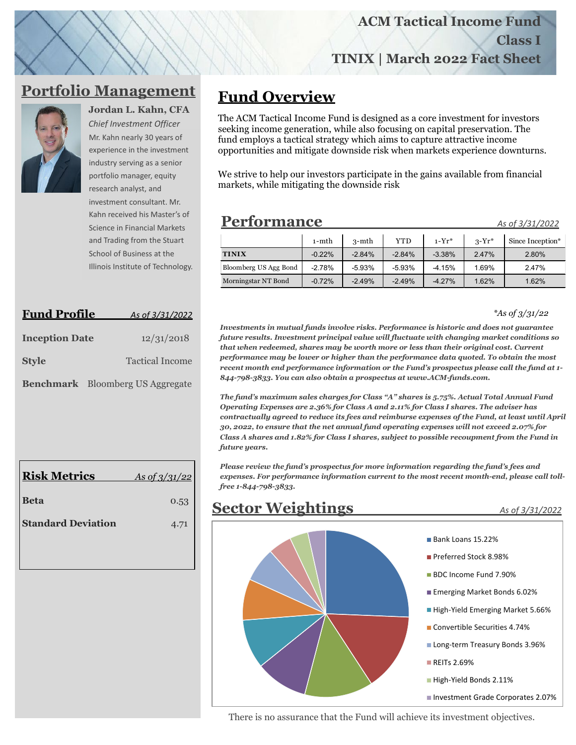# ACM Tactical Income Fund

# Class I

# TINIX | March 2022 Fact Sheet

## Portfolio Management

**Jordan L. Kahn, CFA**

*Chief Investment Officer*

Mr. Kahn nearly 30 years of experience in the investment industry serving as a senior portfolio manager, equity research analyst, and investment consultant. Mr. Kahn received his Master's of Science in Financial Markets and Trading from the Stuart School of Business at the Illinois Institute of Technology.

## Fund Profile

*As of 3/31/2022*

| | |
|---|---|
| **Inception Date** | 12/31/2018 |
| **Style** | Tactical Income |
| **Benchmark** | Bloomberg US Aggregate |

## Risk Metrics

*As of 3/31/22*

| | |
|---|---|
| **Beta** | 0.53 |
| **Standard Deviation** | 4.71 |

## Fund Overview

The ACM Tactical Income Fund is designed as a core investment for investors seeking income generation, while also focusing on capital preservation. The fund employs a tactical strategy which aims to capture attractive income opportunities and mitigate downside risk when markets experience downturns.

We strive to help our investors participate in the gains available from financial markets, while mitigating the downside risk

## Performance

*As of 3/31/2022*

| | 1-mth | 3-mth | YTD | 1-Yr* | 3-Yr* | Since Inception* |
|---|---|---|---|---|---|---|
| **TINIX** | -0.22% | -2.84% | -2.84% | -3.38% | 2.47% | 2.80% |
| Bloomberg US Agg Bond | -2.78% | -5.93% | -5.93% | -4.15% | 1.69% | 2.47% |
| Morningstar NT Bond | -0.72% | -2.49% | -2.49% | -4.27% | 1.62% | 1.62% |

*\*As of 3/31/22*

***Investments in mutual funds involve risks. Performance is historic and does not guarantee future results. Investment principal value will fluctuate with changing market conditions so that when redeemed, shares may be worth more or less than their original cost. Current performance may be lower or higher than the performance data quoted. To obtain the most recent month end performance information or the Fund's prospectus please call the fund at 1-844-798-3833. You can also obtain a prospectus at www.ACM-funds.com.***

***The fund's maximum sales charges for Class "A" shares is 5.75%. Actual Total Annual Fund Operating Expenses are 2.36% for Class A and 2.11% for Class I shares. The adviser has contractually agreed to reduce its fees and reimburse expenses of the Fund, at least until April 30, 2022, to ensure that the net annual fund operating expenses will not exceed 2.07% for Class A shares and 1.82% for Class I shares, subject to possible recoupment from the Fund in future years.***

***Please review the fund's prospectus for more information regarding the fund's fees and expenses. For performance information current to the most recent month-end, please call toll-free 1-844-798-3833.***

## Sector Weightings

*As of 3/31/2022*

- Bank Loans 15.22%
- Preferred Stock 8.98%
- BDC Income Fund 7.90%
- Emerging Market Bonds 6.02%
- High-Yield Emerging Market 5.66%
- Convertible Securities 4.74%
- Long-term Treasury Bonds 3.96%
- REITs 2.69%
- High-Yield Bonds 2.11%
- Investment Grade Corporates 2.07%

There is no assurance that the Fund will achieve its investment objectives.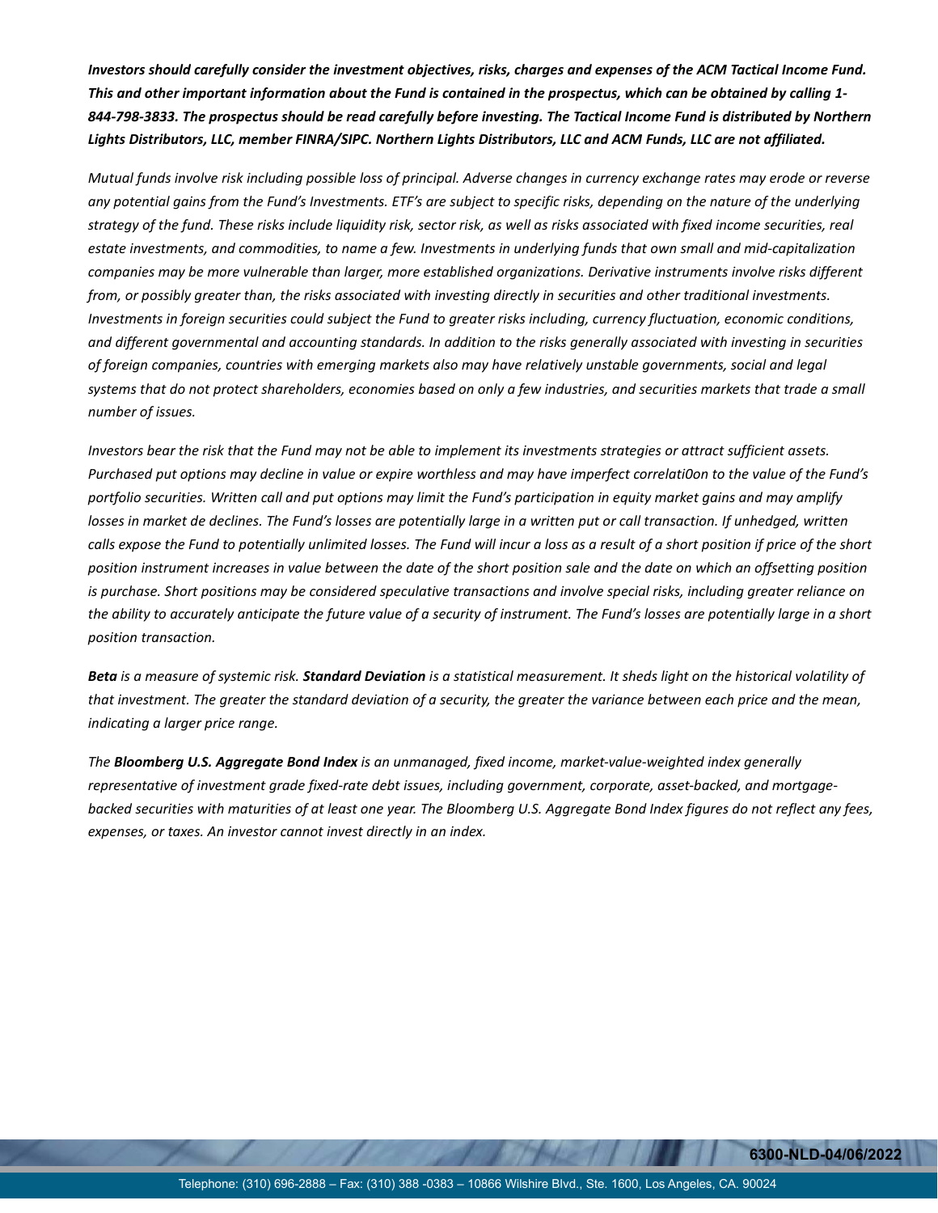***Investors should carefully consider the investment objectives, risks, charges and expenses of the ACM Tactical Income Fund. This and other important information about the Fund is contained in the prospectus, which can be obtained by calling 1-844-798-3833. The prospectus should be read carefully before investing. The Tactical Income Fund is distributed by Northern Lights Distributors, LLC, member FINRA/SIPC. Northern Lights Distributors, LLC and ACM Funds, LLC are not affiliated.***

*Mutual funds involve risk including possible loss of principal. Adverse changes in currency exchange rates may erode or reverse any potential gains from the Fund's Investments. ETF's are subject to specific risks, depending on the nature of the underlying strategy of the fund. These risks include liquidity risk, sector risk, as well as risks associated with fixed income securities, real estate investments, and commodities, to name a few. Investments in underlying funds that own small and mid-capitalization companies may be more vulnerable than larger, more established organizations. Derivative instruments involve risks different from, or possibly greater than, the risks associated with investing directly in securities and other traditional investments. Investments in foreign securities could subject the Fund to greater risks including, currency fluctuation, economic conditions, and different governmental and accounting standards. In addition to the risks generally associated with investing in securities of foreign companies, countries with emerging markets also may have relatively unstable governments, social and legal systems that do not protect shareholders, economies based on only a few industries, and securities markets that trade a small number of issues.*

*Investors bear the risk that the Fund may not be able to implement its investments strategies or attract sufficient assets. Purchased put options may decline in value or expire worthless and may have imperfect correlati0on to the value of the Fund's portfolio securities. Written call and put options may limit the Fund's participation in equity market gains and may amplify losses in market de declines. The Fund's losses are potentially large in a written put or call transaction. If unhedged, written calls expose the Fund to potentially unlimited losses. The Fund will incur a loss as a result of a short position if price of the short position instrument increases in value between the date of the short position sale and the date on which an offsetting position is purchase. Short positions may be considered speculative transactions and involve special risks, including greater reliance on the ability to accurately anticipate the future value of a security of instrument. The Fund's losses are potentially large in a short position transaction.*

***Beta** is a measure of systemic risk. **Standard Deviation** is a statistical measurement. It sheds light on the historical volatility of that investment. The greater the standard deviation of a security, the greater the variance between each price and the mean, indicating a larger price range.*

*The **Bloomberg U.S. Aggregate Bond Index** is an unmanaged, fixed income, market-value-weighted index generally representative of investment grade fixed-rate debt issues, including government, corporate, asset-backed, and mortgage-backed securities with maturities of at least one year. The Bloomberg U.S. Aggregate Bond Index figures do not reflect any fees, expenses, or taxes. An investor cannot invest directly in an index.*

**6300-NLD-04/06/2022**

Telephone: (310) 696-2888 – Fax: (310) 388 -0383 – 10866 Wilshire Blvd., Ste. 1600, Los Angeles, CA. 90024